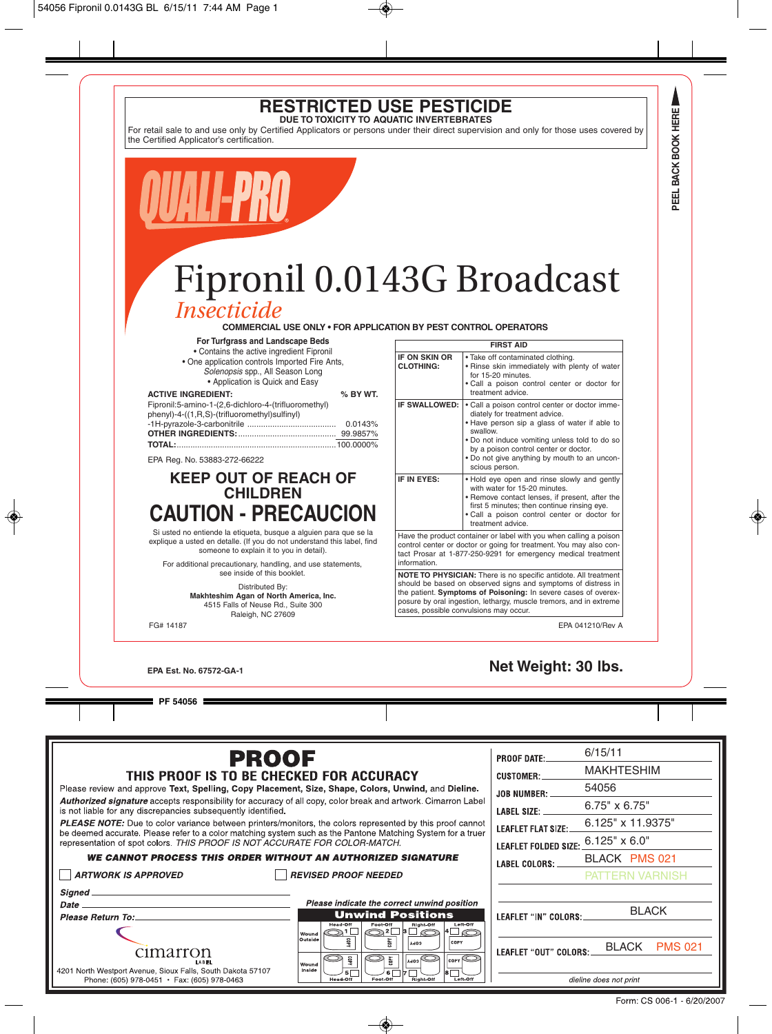54056 Fipronil 0.0143G BL 6/15/11 7:44 AM Page 1

# RESTRICTED USE PESTICIDE

**DUE TO TOXICITY TO AQUATIC INVERTEBRATES**

For retail sale to and use only by Certified Applicators or persons under their direct supervision and only for those uses covered by the Certified Applicator's certification.

PEEL BACK BOOK HERE

QUALI-PRO®

# Fipronil 0.0143G Broadcast

*Insecticide*

**COMMERCIAL USE ONLY • FOR APPLICATION BY PEST CONTROL OPERATORS**

**For Turfgrass and Landscape Beds**

- Contains the active ingredient Fipronil
- One application controls Imported Fire Ants, *Solenopsis* spp., All Season Long
- Application is Quick and Easy

| **ACTIVE INGREDIENT:** | **% BY WT.** |
|---|---|
| Fipronil:5-amino-1-(2,6-dichloro-4-(trifluoromethyl) phenyl)-4-((1,R,S)-(trifluoromethyl)sulfinyl) -1H-pyrazole-3-carbonitrile | 0.0143% |
| **OTHER INGREDIENTS:** | 99.9857% |
| **TOTAL:** | 100.0000% |

EPA Reg. No. 53883-272-66222

## KEEP OUT OF REACH OF CHILDREN

## CAUTION - PRECAUCION

Si usted no entiende la etiqueta, busque a alguien para que se la explique a usted en detalle. (If you do not understand this label, find someone to explain it to you in detail).

For additional precautionary, handling, and use statements, see inside of this booklet.

Distributed By:
**Makhteshim Agan of North America, Inc.**
4515 Falls of Neuse Rd., Suite 300
Raleigh, NC 27609

| FIRST AID | |
|---|---|
| **IF ON SKIN OR CLOTHING:** | • Take off contaminated clothing. • Rinse skin immediately with plenty of water for 15-20 minutes. • Call a poison control center or doctor for treatment advice. |
| **IF SWALLOWED:** | • Call a poison control center or doctor immediately for treatment advice. • Have person sip a glass of water if able to swallow. • Do not induce vomiting unless told to do so by a poison control center or doctor. • Do not give anything by mouth to an unconscious person. |
| **IF IN EYES:** | • Hold eye open and rinse slowly and gently with water for 15-20 minutes. • Remove contact lenses, if present, after the first 5 minutes; then continue rinsing eye. • Call a poison control center or doctor for treatment advice. |

Have the product container or label with you when calling a poison control center or doctor or going for treatment. You may also contact Prosar at 1-877-250-9291 for emergency medical treatment information.

**NOTE TO PHYSICIAN:** There is no specific antidote. All treatment should be based on observed signs and symptoms of distress in the patient. **Symptoms of Poisoning:** In severe cases of overexposure by oral ingestion, lethargy, muscle tremors, and in extreme cases, possible convulsions may occur.

FG# 14187

EPA 041210/Rev A

**EPA Est. No. 67572-GA-1**

**Net Weight: 30 lbs.**

**PF 54056**

# PROOF

**THIS PROOF IS TO BE CHECKED FOR ACCURACY**

Please review and approve **Text, Spelling, Copy Placement, Size, Shape, Colors, Unwind,** and **Dieline.** ***Authorized signature*** accepts responsibility for accuracy of all copy, color break and artwork. Cimarron Label is not liable for any discrepancies subsequently identified.

***PLEASE NOTE:*** Due to color variation between printers/monitors, the colors represented by this proof cannot be deemed accurate. Please refer to a color matching system such as the Pantone Matching System for a truer representation of spot colors. *THIS PROOF IS NOT ACCURATE FOR COLOR-MATCH.*

***WE CANNOT PROCESS THIS ORDER WITHOUT AN AUTHORIZED SIGNATURE***

☐ ***ARTWORK IS APPROVED*** ☐ ***REVISED PROOF NEEDED***

***Signed*** ____________________

***Date*** ____________________

***Please Return To:*** ____________________

cimarron LABEL
4201 North Westport Avenue, Sioux Falls, South Dakota 57107
Phone: (605) 978-0451 • Fax: (605) 978-0463

*Please indicate the correct unwind position*

**Unwind Positions**

| | Head-Off | Foot-Off | Right-Off | Left-Off |
|---|---|---|---|---|
| Wound Outside | 1 ☐ | 2 ☐ | 3 ☐ | 4 ☐ |
| Wound Inside | 5 ☐ | 6 ☐ | 7 ☐ | 8 ☐ |

| | |
|---|---|
| **PROOF DATE:** | 6/15/11 |
| **CUSTOMER:** | MAKHTESHIM |
| **JOB NUMBER:** | 54056 |
| **LABEL SIZE:** | 6.75" x 6.75" |
| **LEAFLET FLAT SIZE:** | 6.125" x 11.9375" |
| **LEAFLET FOLDED SIZE:** | 6.125" x 6.0" |
| **LABEL COLORS:** | BLACK PMS 021 PATTERN VARNISH |
| **LEAFLET "IN" COLORS:** | BLACK |
| **LEAFLET "OUT" COLORS:** | BLACK PMS 021 |

*dieline does not print*

Form: CS 006-1 - 6/20/2007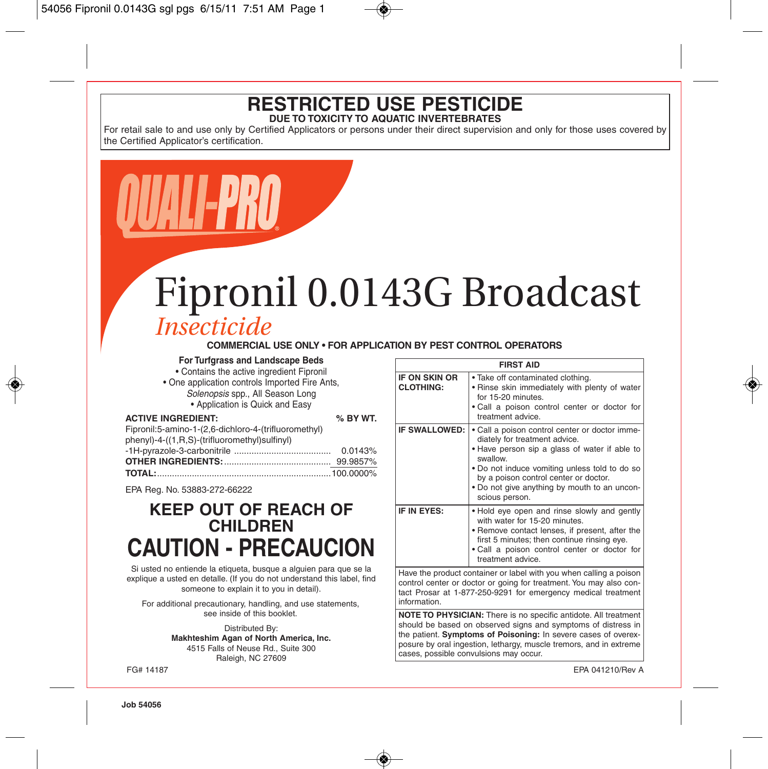# RESTRICTED USE PESTICIDE

**DUE TO TOXICITY TO AQUATIC INVERTEBRATES**

For retail sale to and use only by Certified Applicators or persons under their direct supervision and only for those uses covered by the Certified Applicator's certification.

QUALI-PRO®

# Fipronil 0.0143G Broadcast

*Insecticide*

**COMMERCIAL USE ONLY • FOR APPLICATION BY PEST CONTROL OPERATORS**

**For Turfgrass and Landscape Beds**

- Contains the active ingredient Fipronil
- One application controls Imported Fire Ants, *Solenopsis* spp., All Season Long
- Application is Quick and Easy

| ACTIVE INGREDIENT: | % BY WT. |
|---|---|
| Fipronil:5-amino-1-(2,6-dichloro-4-(trifluoromethyl) phenyl)-4-((1,R,S)-(trifluoromethyl)sulfinyl) -1H-pyrazole-3-carbonitrile | 0.0143% |
| **OTHER INGREDIENTS:** | 99.9857% |
| **TOTAL:** | 100.0000% |

EPA Reg. No. 53883-272-66222

## KEEP OUT OF REACH OF CHILDREN

## CAUTION - PRECAUCION

Si usted no entiende la etiqueta, busque a alguien para que se la explique a usted en detalle. (If you do not understand this label, find someone to explain it to you in detail).

For additional precautionary, handling, and use statements, see inside of this booklet.

Distributed By:
**Makhteshim Agan of North America, Inc.**
4515 Falls of Neuse Rd., Suite 300
Raleigh, NC 27609

FG# 14187

| FIRST AID | |
|---|---|
| **IF ON SKIN OR CLOTHING:** | • Take off contaminated clothing.<br>• Rinse skin immediately with plenty of water for 15-20 minutes.<br>• Call a poison control center or doctor for treatment advice. |
| **IF SWALLOWED:** | • Call a poison control center or doctor immediately for treatment advice.<br>• Have person sip a glass of water if able to swallow.<br>• Do not induce vomiting unless told to do so by a poison control center or doctor.<br>• Do not give anything by mouth to an unconscious person. |
| **IF IN EYES:** | • Hold eye open and rinse slowly and gently with water for 15-20 minutes.<br>• Remove contact lenses, if present, after the first 5 minutes; then continue rinsing eye.<br>• Call a poison control center or doctor for treatment advice. |

Have the product container or label with you when calling a poison control center or doctor or going for treatment. You may also contact Prosar at 1-877-250-9291 for emergency medical treatment information.

**NOTE TO PHYSICIAN:** There is no specific antidote. All treatment should be based on observed signs and symptoms of distress in the patient. **Symptoms of Poisoning:** In severe cases of overexposure by oral ingestion, lethargy, muscle tremors, and in extreme cases, possible convulsions may occur.

EPA 041210/Rev A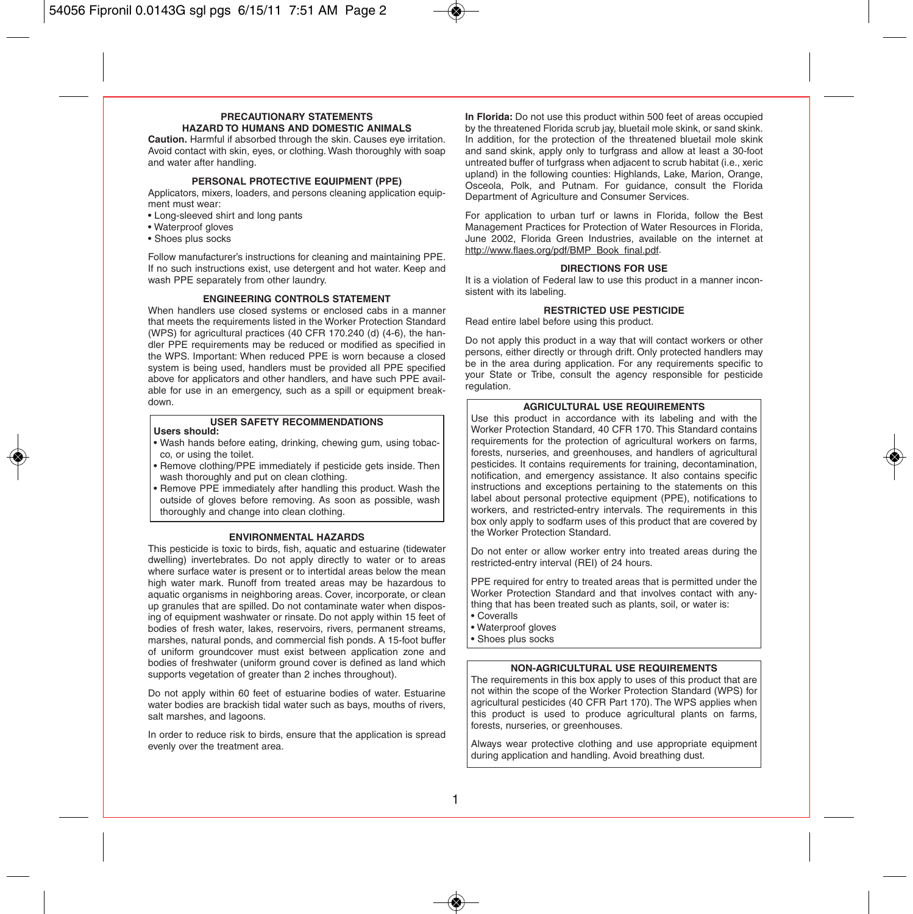## PRECAUTIONARY STATEMENTS

### HAZARD TO HUMANS AND DOMESTIC ANIMALS

**Caution.** Harmful if absorbed through the skin. Causes eye irritation. Avoid contact with skin, eyes, or clothing. Wash thoroughly with soap and water after handling.

### PERSONAL PROTECTIVE EQUIPMENT (PPE)

Applicators, mixers, loaders, and persons cleaning application equipment must wear:

- Long-sleeved shirt and long pants
- Waterproof gloves
- Shoes plus socks

Follow manufacturer's instructions for cleaning and maintaining PPE. If no such instructions exist, use detergent and hot water. Keep and wash PPE separately from other laundry.

### ENGINEERING CONTROLS STATEMENT

When handlers use closed systems or enclosed cabs in a manner that meets the requirements listed in the Worker Protection Standard (WPS) for agricultural practices (40 CFR 170.240 (d) (4-6), the handler PPE requirements may be reduced or modified as specified in the WPS. Important: When reduced PPE is worn because a closed system is being used, handlers must be provided all PPE specified above for applicators and other handlers, and have such PPE available for use in an emergency, such as a spill or equipment breakdown.

### USER SAFETY RECOMMENDATIONS

**Users should:**

- Wash hands before eating, drinking, chewing gum, using tobacco, or using the toilet.
- Remove clothing/PPE immediately if pesticide gets inside. Then wash thoroughly and put on clean clothing.
- Remove PPE immediately after handling this product. Wash the outside of gloves before removing. As soon as possible, wash thoroughly and change into clean clothing.

### ENVIRONMENTAL HAZARDS

This pesticide is toxic to birds, fish, aquatic and estuarine (tidewater dwelling) invertebrates. Do not apply directly to water or to areas where surface water is present or to intertidal areas below the mean high water mark. Runoff from treated areas may be hazardous to aquatic organisms in neighboring areas. Cover, incorporate, or clean up granules that are spilled. Do not contaminate water when disposing of equipment washwater or rinsate. Do not apply within 15 feet of bodies of fresh water, lakes, reservoirs, rivers, permanent streams, marshes, natural ponds, and commercial fish ponds. A 15-foot buffer of uniform groundcover must exist between application zone and bodies of freshwater (uniform ground cover is defined as land which supports vegetation of greater than 2 inches throughout).

Do not apply within 60 feet of estuarine bodies of water. Estuarine water bodies are brackish tidal water such as bays, mouths of rivers, salt marshes, and lagoons.

In order to reduce risk to birds, ensure that the application is spread evenly over the treatment area.

**In Florida:** Do not use this product within 500 feet of areas occupied by the threatened Florida scrub jay, bluetail mole skink, or sand skink. In addition, for the protection of the threatened bluetail mole skink and sand skink, apply only to turfgrass and allow at least a 30-foot untreated buffer of turfgrass when adjacent to scrub habitat (i.e., xeric upland) in the following counties: Highlands, Lake, Marion, Orange, Osceola, Polk, and Putnam. For guidance, consult the Florida Department of Agriculture and Consumer Services.

For application to urban turf or lawns in Florida, follow the Best Management Practices for Protection of Water Resources in Florida, June 2002, Florida Green Industries, available on the internet at http://www.flaes.org/pdf/BMP_Book_final.pdf.

## DIRECTIONS FOR USE

It is a violation of Federal law to use this product in a manner inconsistent with its labeling.

### RESTRICTED USE PESTICIDE

Read entire label before using this product.

Do not apply this product in a way that will contact workers or other persons, either directly or through drift. Only protected handlers may be in the area during application. For any requirements specific to your State or Tribe, consult the agency responsible for pesticide regulation.

### AGRICULTURAL USE REQUIREMENTS

Use this product in accordance with its labeling and with the Worker Protection Standard, 40 CFR 170. This Standard contains requirements for the protection of agricultural workers on farms, forests, nurseries, and greenhouses, and handlers of agricultural pesticides. It contains requirements for training, decontamination, notification, and emergency assistance. It also contains specific instructions and exceptions pertaining to the statements on this label about personal protective equipment (PPE), notifications to workers, and restricted-entry intervals. The requirements in this box only apply to sodfarm uses of this product that are covered by the Worker Protection Standard.

Do not enter or allow worker entry into treated areas during the restricted-entry interval (REI) of 24 hours.

PPE required for entry to treated areas that is permitted under the Worker Protection Standard and that involves contact with anything that has been treated such as plants, soil, or water is:

- Coveralls
- Waterproof gloves
- Shoes plus socks

### NON-AGRICULTURAL USE REQUIREMENTS

The requirements in this box apply to uses of this product that are not within the scope of the Worker Protection Standard (WPS) for agricultural pesticides (40 CFR Part 170). The WPS applies when this product is used to produce agricultural plants on farms, forests, nurseries, or greenhouses.

Always wear protective clothing and use appropriate equipment during application and handling. Avoid breathing dust.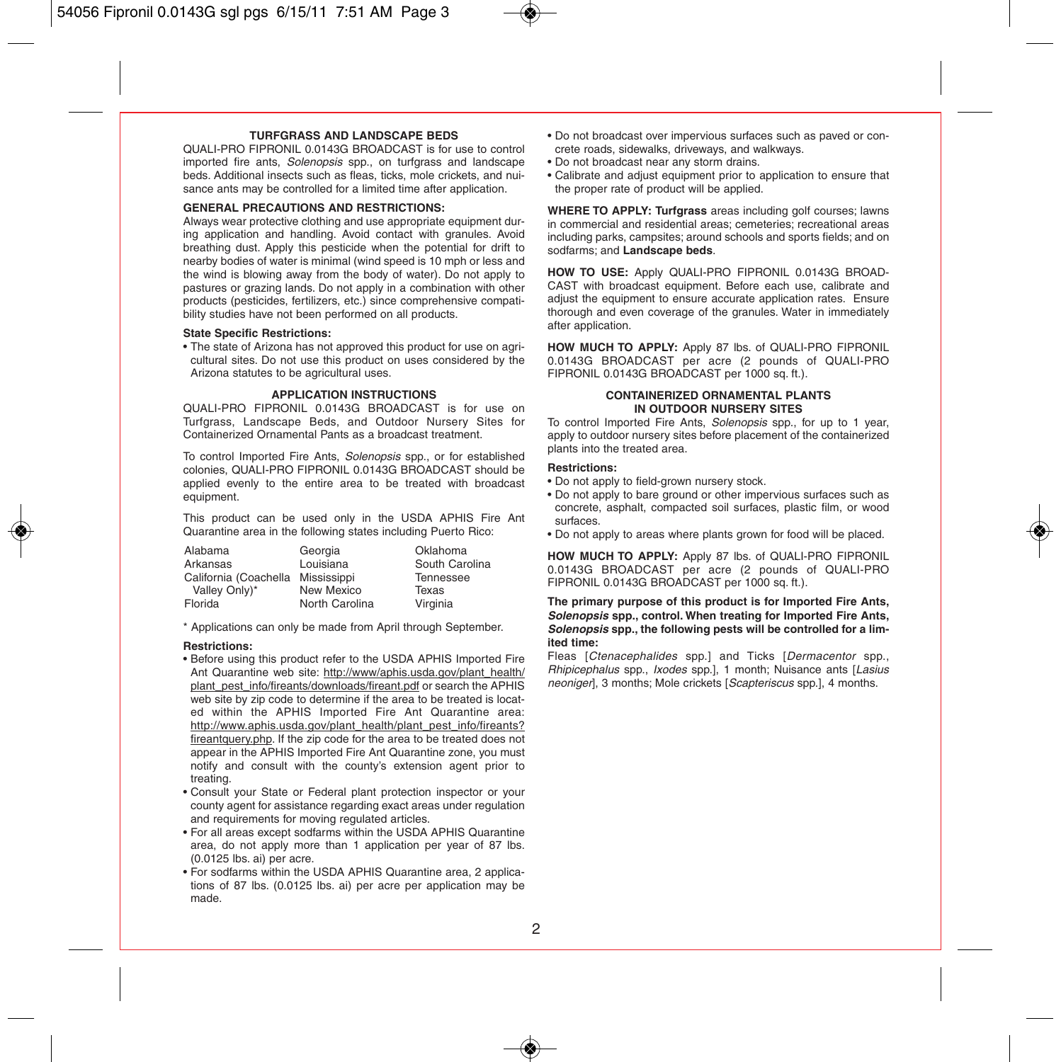## TURFGRASS AND LANDSCAPE BEDS

QUALI-PRO FIPRONIL 0.0143G BROADCAST is for use to control imported fire ants, *Solenopsis* spp., on turfgrass and landscape beds. Additional insects such as fleas, ticks, mole crickets, and nuisance ants may be controlled for a limited time after application.

**GENERAL PRECAUTIONS AND RESTRICTIONS:**

Always wear protective clothing and use appropriate equipment during application and handling. Avoid contact with granules. Avoid breathing dust. Apply this pesticide when the potential for drift to nearby bodies of water is minimal (wind speed is 10 mph or less and the wind is blowing away from the body of water). Do not apply to pastures or grazing lands. Do not apply in a combination with other products (pesticides, fertilizers, etc.) since comprehensive compatibility studies have not been performed on all products.

**State Specific Restrictions:**

- The state of Arizona has not approved this product for use on agricultural sites. Do not use this product on uses considered by the Arizona statutes to be agricultural uses.

## APPLICATION INSTRUCTIONS

QUALI-PRO FIPRONIL 0.0143G BROADCAST is for use on Turfgrass, Landscape Beds, and Outdoor Nursery Sites for Containerized Ornamental Pants as a broadcast treatment.

To control Imported Fire Ants, *Solenopsis* spp., or for established colonies, QUALI-PRO FIPRONIL 0.0143G BROADCAST should be applied evenly to the entire area to be treated with broadcast equipment.

This product can be used only in the USDA APHIS Fire Ant Quarantine area in the following states including Puerto Rico:

| | | |
|---|---|---|
| Alabama | Georgia | Oklahoma |
| Arkansas | Louisiana | South Carolina |
| California (Coachella Valley Only)* | Mississippi | Tennessee |
| | New Mexico | Texas |
| Florida | North Carolina | Virginia |

\* Applications can only be made from April through September.

**Restrictions:**

- Before using this product refer to the USDA APHIS Imported Fire Ant Quarantine web site: http://www/aphis.usda.gov/plant_health/plant_pest_info/fireants/downloads/fireant.pdf or search the APHIS web site by zip code to determine if the area to be treated is located within the APHIS Imported Fire Ant Quarantine area: http://www.aphis.usda.gov/plant_health/plant_pest_info/fireants?fireantquery.php. If the zip code for the area to be treated does not appear in the APHIS Imported Fire Ant Quarantine zone, you must notify and consult with the county's extension agent prior to treating.
- Consult your State or Federal plant protection inspector or your county agent for assistance regarding exact areas under regulation and requirements for moving regulated articles.
- For all areas except sodfarms within the USDA APHIS Quarantine area, do not apply more than 1 application per year of 87 lbs. (0.0125 lbs. ai) per acre.
- For sodfarms within the USDA APHIS Quarantine area, 2 applications of 87 lbs. (0.0125 lbs. ai) per acre per application may be made.
- Do not broadcast over impervious surfaces such as paved or concrete roads, sidewalks, driveways, and walkways.
- Do not broadcast near any storm drains.
- Calibrate and adjust equipment prior to application to ensure that the proper rate of product will be applied.

**WHERE TO APPLY: Turfgrass** areas including golf courses; lawns in commercial and residential areas; cemeteries; recreational areas including parks, campsites; around schools and sports fields; and on sodfarms; and **Landscape beds**.

**HOW TO USE:** Apply QUALI-PRO FIPRONIL 0.0143G BROADCAST with broadcast equipment. Before each use, calibrate and adjust the equipment to ensure accurate application rates. Ensure thorough and even coverage of the granules. Water in immediately after application.

**HOW MUCH TO APPLY:** Apply 87 lbs. of QUALI-PRO FIPRONIL 0.0143G BROADCAST per acre (2 pounds of QUALI-PRO FIPRONIL 0.0143G BROADCAST per 1000 sq. ft.).

## CONTAINERIZED ORNAMENTAL PLANTS IN OUTDOOR NURSERY SITES

To control Imported Fire Ants, *Solenopsis* spp., for up to 1 year, apply to outdoor nursery sites before placement of the containerized plants into the treated area.

**Restrictions:**

- Do not apply to field-grown nursery stock.
- Do not apply to bare ground or other impervious surfaces such as concrete, asphalt, compacted soil surfaces, plastic film, or wood surfaces.
- Do not apply to areas where plants grown for food will be placed.

**HOW MUCH TO APPLY:** Apply 87 lbs. of QUALI-PRO FIPRONIL 0.0143G BROADCAST per acre (2 pounds of QUALI-PRO FIPRONIL 0.0143G BROADCAST per 1000 sq. ft.).

**The primary purpose of this product is for Imported Fire Ants, *Solenopsis* spp., control. When treating for Imported Fire Ants, *Solenopsis* spp., the following pests will be controlled for a limited time:**

Fleas [*Ctenacephalides* spp.] and Ticks [*Dermacentor* spp., *Rhipicephalus* spp., *Ixodes* spp.], 1 month; Nuisance ants [*Lasius neoniger*], 3 months; Mole crickets [*Scapteriscus* spp.], 4 months.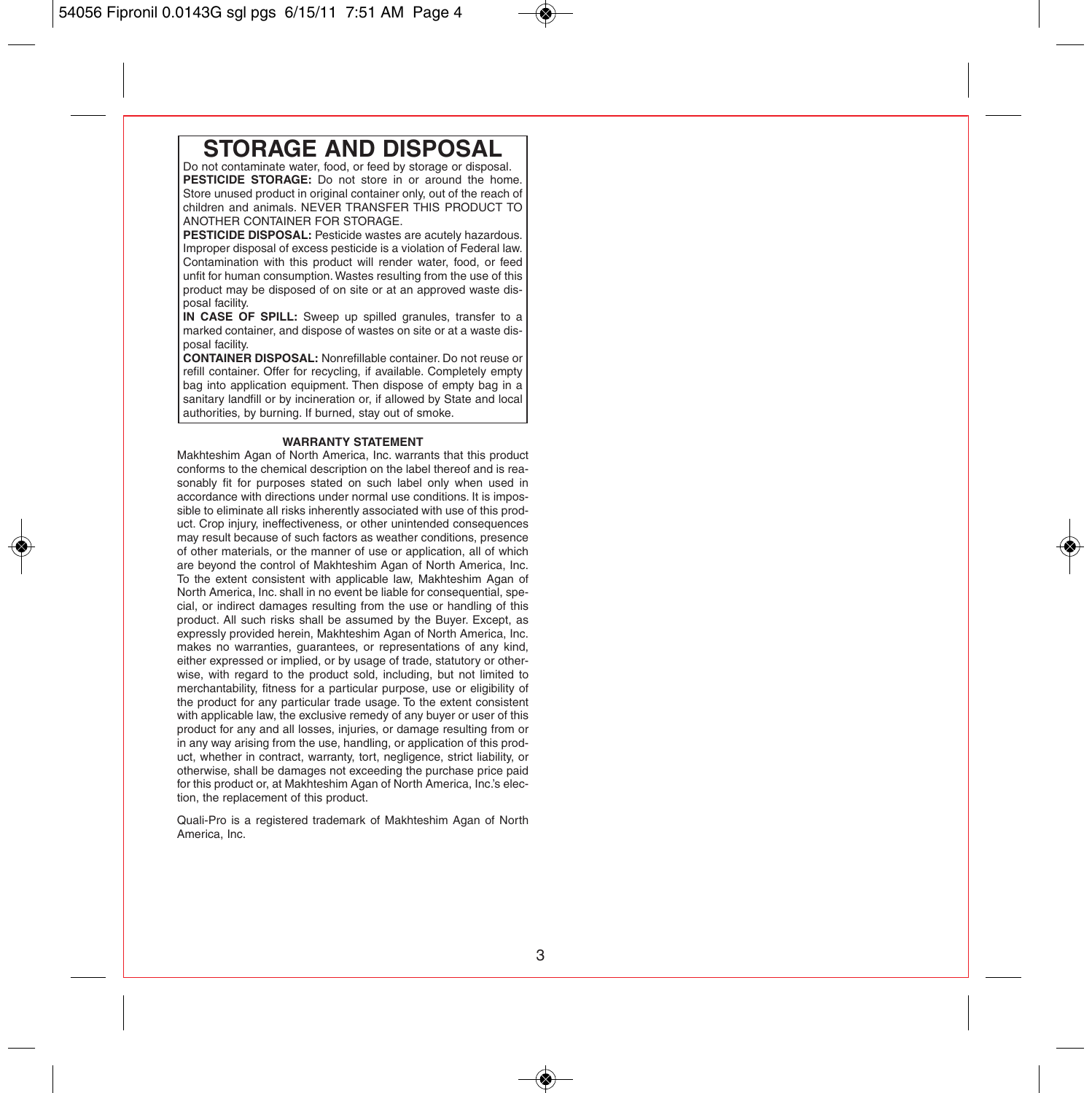## STORAGE AND DISPOSAL

Do not contaminate water, food, or feed by storage or disposal.

**PESTICIDE STORAGE:** Do not store in or around the home. Store unused product in original container only, out of the reach of children and animals. NEVER TRANSFER THIS PRODUCT TO ANOTHER CONTAINER FOR STORAGE.

**PESTICIDE DISPOSAL:** Pesticide wastes are acutely hazardous. Improper disposal of excess pesticide is a violation of Federal law. Contamination with this product will render water, food, or feed unfit for human consumption. Wastes resulting from the use of this product may be disposed of on site or at an approved waste disposal facility.

**IN CASE OF SPILL:** Sweep up spilled granules, transfer to a marked container, and dispose of wastes on site or at a waste disposal facility.

**CONTAINER DISPOSAL:** Nonrefillable container. Do not reuse or refill container. Offer for recycling, if available. Completely empty bag into application equipment. Then dispose of empty bag in a sanitary landfill or by incineration or, if allowed by State and local authorities, by burning. If burned, stay out of smoke.

**WARRANTY STATEMENT**

Makhteshim Agan of North America, Inc. warrants that this product conforms to the chemical description on the label thereof and is reasonably fit for purposes stated on such label only when used in accordance with directions under normal use conditions. It is impossible to eliminate all risks inherently associated with use of this product. Crop injury, ineffectiveness, or other unintended consequences may result because of such factors as weather conditions, presence of other materials, or the manner of use or application, all of which are beyond the control of Makhteshim Agan of North America, Inc. To the extent consistent with applicable law, Makhteshim Agan of North America, Inc. shall in no event be liable for consequential, special, or indirect damages resulting from the use or handling of this product. All such risks shall be assumed by the Buyer. Except, as expressly provided herein, Makhteshim Agan of North America, Inc. makes no warranties, guarantees, or representations of any kind, either expressed or implied, or by usage of trade, statutory or otherwise, with regard to the product sold, including, but not limited to merchantability, fitness for a particular purpose, use or eligibility of the product for any particular trade usage. To the extent consistent with applicable law, the exclusive remedy of any buyer or user of this product for any and all losses, injuries, or damage resulting from or in any way arising from the use, handling, or application of this product, whether in contract, warranty, tort, negligence, strict liability, or otherwise, shall be damages not exceeding the purchase price paid for this product or, at Makhteshim Agan of North America, Inc.'s election, the replacement of this product.

Quali-Pro is a registered trademark of Makhteshim Agan of North America, Inc.